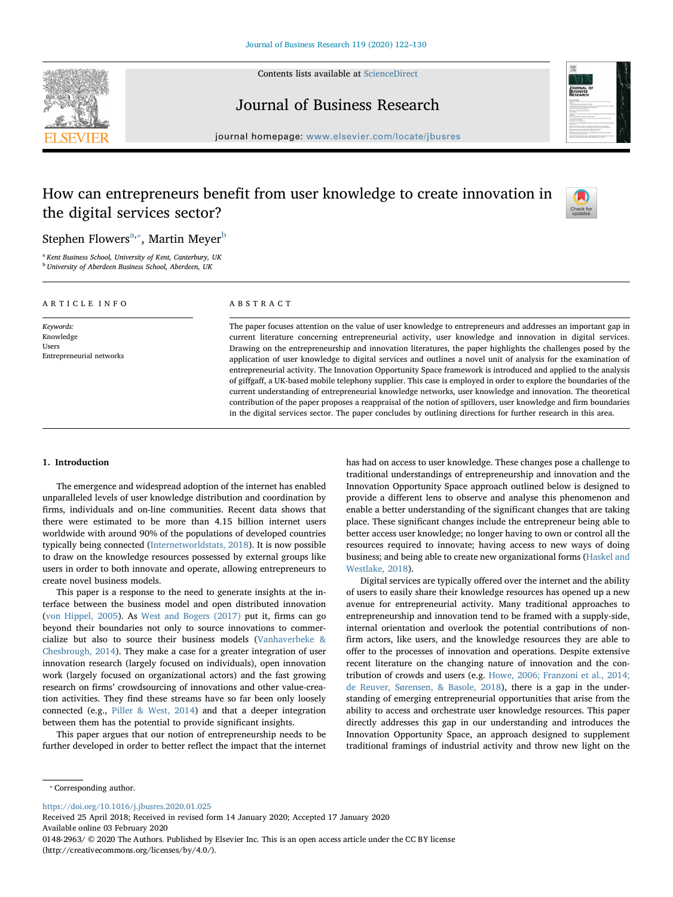Contents lists available at ScienceDirect

# Journal of Business Research

journal homepage: www.elsevier.com/locate/jbusres

# How can entrepreneurs benefit from user knowledge to create innovation in the digital services sector?

Stephen Flowers[a,*], Martin Meyer[b]

[a] Kent Business School, University of Kent, Canterbury, UK
[b] University of Aberdeen Business School, Aberdeen, UK

## ARTICLE INFO

*Keywords:*
Knowledge
Users
Entrepreneurial networks

## ABSTRACT

The paper focuses attention on the value of user knowledge to entrepreneurs and addresses an important gap in current literature concerning entrepreneurial activity, user knowledge and innovation in digital services. Drawing on the entrepreneurship and innovation literatures, the paper highlights the challenges posed by the application of user knowledge to digital services and outlines a novel unit of analysis for the examination of entrepreneurial activity. The Innovation Opportunity Space framework is introduced and applied to the analysis of giffgaff, a UK-based mobile telephony supplier. This case is employed in order to explore the boundaries of the current understanding of entrepreneurial knowledge networks, user knowledge and innovation. The theoretical contribution of the paper proposes a reappraisal of the notion of spillovers, user knowledge and firm boundaries in the digital services sector. The paper concludes by outlining directions for further research in this area.

## 1. Introduction

The emergence and widespread adoption of the internet has enabled unparalleled levels of user knowledge distribution and coordination by firms, individuals and on-line communities. Recent data shows that there were estimated to be more than 4.15 billion internet users worldwide with around 90% of the populations of developed countries typically being connected (Internetworldstats, 2018). It is now possible to draw on the knowledge resources possessed by external groups like users in order to both innovate and operate, allowing entrepreneurs to create novel business models.

This paper is a response to the need to generate insights at the interface between the business model and open distributed innovation (von Hippel, 2005). As West and Bogers (2017) put it, firms can go beyond their boundaries not only to source innovations to commercialize but also to source their business models (Vanhaverbeke & Chesbrough, 2014). They make a case for a greater integration of user innovation research (largely focused on individuals), open innovation work (largely focused on organizational actors) and the fast growing research on firms' crowdsourcing of innovations and other value-creation activities. They find these streams have so far been only loosely connected (e.g., Piller & West, 2014) and that a deeper integration between them has the potential to provide significant insights.

This paper argues that our notion of entrepreneurship needs to be further developed in order to better reflect the impact that the internet has had on access to user knowledge. These changes pose a challenge to traditional understandings of entrepreneurship and innovation and the Innovation Opportunity Space approach outlined below is designed to provide a different lens to observe and analyse this phenomenon and enable a better understanding of the significant changes that are taking place. These significant changes include the entrepreneur being able to better access user knowledge; no longer having to own or control all the resources required to innovate; having access to new ways of doing business; and being able to create new organizational forms (Haskel and Westlake, 2018).

Digital services are typically offered over the internet and the ability of users to easily share their knowledge resources has opened up a new avenue for entrepreneurial activity. Many traditional approaches to entrepreneurship and innovation tend to be framed with a supply-side, internal orientation and overlook the potential contributions of non-firm actors, like users, and the knowledge resources they are able to offer to the processes of innovation and operations. Despite extensive recent literature on the changing nature of innovation and the contribution of crowds and users (e.g. Howe, 2006; Franzoni et al., 2014; de Reuver, Sørensen, & Basole, 2018), there is a gap in the understanding of emerging entrepreneurial opportunities that arise from the ability to access and orchestrate user knowledge resources. This paper directly addresses this gap in our understanding and introduces the Innovation Opportunity Space, an approach designed to supplement traditional framings of industrial activity and throw new light on the

---

* Corresponding author.

https://doi.org/10.1016/j.jbusres.2020.01.025
Received 25 April 2018; Received in revised form 14 January 2020; Accepted 17 January 2020
Available online 03 February 2020
0148-2963/ © 2020 The Authors. Published by Elsevier Inc. This is an open access article under the CC BY license (http://creativecommons.org/licenses/by/4.0/).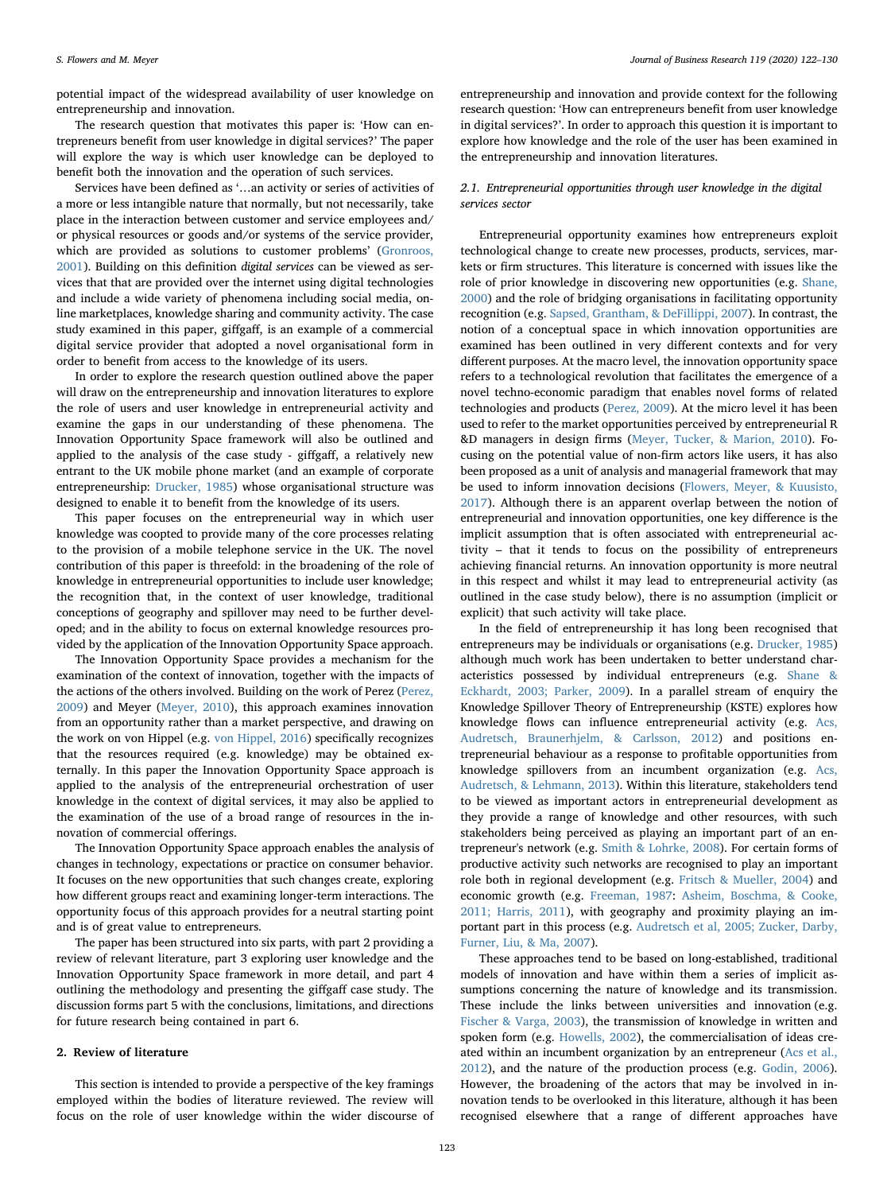potential impact of the widespread availability of user knowledge on entrepreneurship and innovation.

The research question that motivates this paper is: 'How can entrepreneurs benefit from user knowledge in digital services?' The paper will explore the way is which user knowledge can be deployed to benefit both the innovation and the operation of such services.

Services have been defined as '…an activity or series of activities of a more or less intangible nature that normally, but not necessarily, take place in the interaction between customer and service employees and/or physical resources or goods and/or systems of the service provider, which are provided as solutions to customer problems' (Gronroos, 2001). Building on this definition *digital services* can be viewed as services that that are provided over the internet using digital technologies and include a wide variety of phenomena including social media, online marketplaces, knowledge sharing and community activity. The case study examined in this paper, giffgaff, is an example of a commercial digital service provider that adopted a novel organisational form in order to benefit from access to the knowledge of its users.

In order to explore the research question outlined above the paper will draw on the entrepreneurship and innovation literatures to explore the role of users and user knowledge in entrepreneurial activity and examine the gaps in our understanding of these phenomena. The Innovation Opportunity Space framework will also be outlined and applied to the analysis of the case study - giffgaff, a relatively new entrant to the UK mobile phone market (and an example of corporate entrepreneurship: Drucker, 1985) whose organisational structure was designed to enable it to benefit from the knowledge of its users.

This paper focuses on the entrepreneurial way in which user knowledge was coopted to provide many of the core processes relating to the provision of a mobile telephone service in the UK. The novel contribution of this paper is threefold: in the broadening of the role of knowledge in entrepreneurial opportunities to include user knowledge; the recognition that, in the context of user knowledge, traditional conceptions of geography and spillover may need to be further developed; and in the ability to focus on external knowledge resources provided by the application of the Innovation Opportunity Space approach.

The Innovation Opportunity Space provides a mechanism for the examination of the context of innovation, together with the impacts of the actions of the others involved. Building on the work of Perez (Perez, 2009) and Meyer (Meyer, 2010), this approach examines innovation from an opportunity rather than a market perspective, and drawing on the work on von Hippel (e.g. von Hippel, 2016) specifically recognizes that the resources required (e.g. knowledge) may be obtained externally. In this paper the Innovation Opportunity Space approach is applied to the analysis of the entrepreneurial orchestration of user knowledge in the context of digital services, it may also be applied to the examination of the use of a broad range of resources in the innovation of commercial offerings.

The Innovation Opportunity Space approach enables the analysis of changes in technology, expectations or practice on consumer behavior. It focuses on the new opportunities that such changes create, exploring how different groups react and examining longer-term interactions. The opportunity focus of this approach provides for a neutral starting point and is of great value to entrepreneurs.

The paper has been structured into six parts, with part 2 providing a review of relevant literature, part 3 exploring user knowledge and the Innovation Opportunity Space framework in more detail, and part 4 outlining the methodology and presenting the giffgaff case study. The discussion forms part 5 with the conclusions, limitations, and directions for future research being contained in part 6.

## 2. Review of literature

This section is intended to provide a perspective of the key framings employed within the bodies of literature reviewed. The review will focus on the role of user knowledge within the wider discourse of entrepreneurship and innovation and provide context for the following research question: 'How can entrepreneurs benefit from user knowledge in digital services?'. In order to approach this question it is important to explore how knowledge and the role of the user has been examined in the entrepreneurship and innovation literatures.

### 2.1. Entrepreneurial opportunities through user knowledge in the digital services sector

Entrepreneurial opportunity examines how entrepreneurs exploit technological change to create new processes, products, services, markets or firm structures. This literature is concerned with issues like the role of prior knowledge in discovering new opportunities (e.g. Shane, 2000) and the role of bridging organisations in facilitating opportunity recognition (e.g. Sapsed, Grantham, & DeFillippi, 2007). In contrast, the notion of a conceptual space in which innovation opportunities are examined has been outlined in very different contexts and for very different purposes. At the macro level, the innovation opportunity space refers to a technological revolution that facilitates the emergence of a novel techno-economic paradigm that enables novel forms of related technologies and products (Perez, 2009). At the micro level it has been used to refer to the market opportunities perceived by entrepreneurial R &D managers in design firms (Meyer, Tucker, & Marion, 2010). Focusing on the potential value of non-firm actors like users, it has also been proposed as a unit of analysis and managerial framework that may be used to inform innovation decisions (Flowers, Meyer, & Kuusisto, 2017). Although there is an apparent overlap between the notion of entrepreneurial and innovation opportunities, one key difference is the implicit assumption that is often associated with entrepreneurial activity – that it tends to focus on the possibility of entrepreneurs achieving financial returns. An innovation opportunity is more neutral in this respect and whilst it may lead to entrepreneurial activity (as outlined in the case study below), there is no assumption (implicit or explicit) that such activity will take place.

In the field of entrepreneurship it has long been recognised that entrepreneurs may be individuals or organisations (e.g. Drucker, 1985) although much work has been undertaken to better understand characteristics possessed by individual entrepreneurs (e.g. Shane & Eckhardt, 2003; Parker, 2009). In a parallel stream of enquiry the Knowledge Spillover Theory of Entrepreneurship (KSTE) explores how knowledge flows can influence entrepreneurial activity (e.g. Acs, Audretsch, Braunerhjelm, & Carlsson, 2012) and positions entrepreneurial behaviour as a response to profitable opportunities from knowledge spillovers from an incumbent organization (e.g. Acs, Audretsch, & Lehmann, 2013). Within this literature, stakeholders tend to be viewed as important actors in entrepreneurial development as they provide a range of knowledge and other resources, with such stakeholders being perceived as playing an important part of an entrepreneur's network (e.g. Smith & Lohrke, 2008). For certain forms of productive activity such networks are recognised to play an important role both in regional development (e.g. Fritsch & Mueller, 2004) and economic growth (e.g. Freeman, 1987: Asheim, Boschma, & Cooke, 2011; Harris, 2011), with geography and proximity playing an important part in this process (e.g. Audretsch et al, 2005; Zucker, Darby, Furner, Liu, & Ma, 2007).

These approaches tend to be based on long-established, traditional models of innovation and have within them a series of implicit assumptions concerning the nature of knowledge and its transmission. These include the links between universities and innovation (e.g. Fischer & Varga, 2003), the transmission of knowledge in written and spoken form (e.g. Howells, 2002), the commercialisation of ideas created within an incumbent organization by an entrepreneur (Acs et al., 2012), and the nature of the production process (e.g. Godin, 2006). However, the broadening of the actors that may be involved in innovation tends to be overlooked in this literature, although it has been recognised elsewhere that a range of different approaches have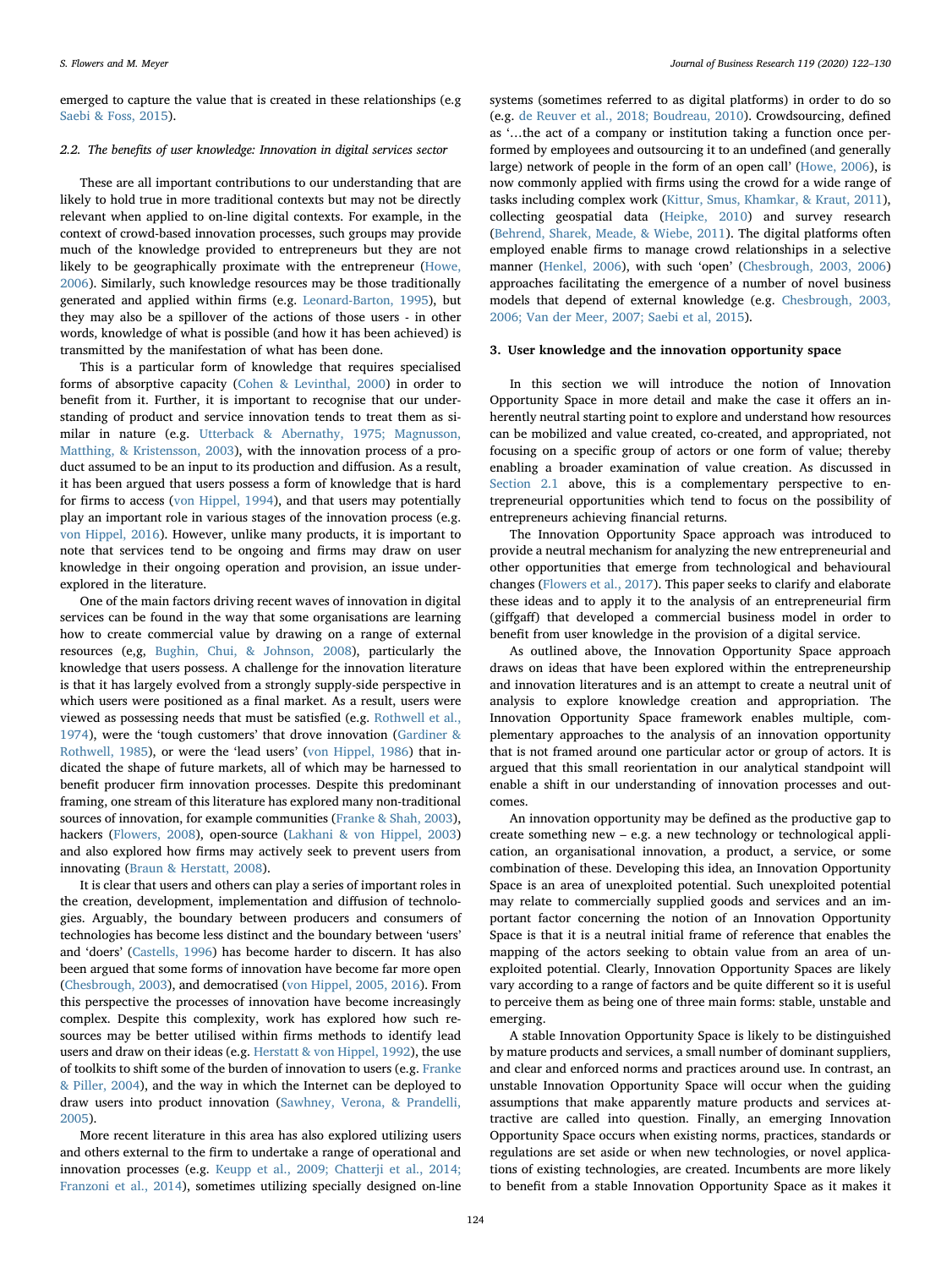emerged to capture the value that is created in these relationships (e.g Saebi & Foss, 2015).

### 2.2. The benefits of user knowledge: Innovation in digital services sector

These are all important contributions to our understanding that are likely to hold true in more traditional contexts but may not be directly relevant when applied to on-line digital contexts. For example, in the context of crowd-based innovation processes, such groups may provide much of the knowledge provided to entrepreneurs but they are not likely to be geographically proximate with the entrepreneur (Howe, 2006). Similarly, such knowledge resources may be those traditionally generated and applied within firms (e.g. Leonard-Barton, 1995), but they may also be a spillover of the actions of those users - in other words, knowledge of what is possible (and how it has been achieved) is transmitted by the manifestation of what has been done.

This is a particular form of knowledge that requires specialised forms of absorptive capacity (Cohen & Levinthal, 2000) in order to benefit from it. Further, it is important to recognise that our understanding of product and service innovation tends to treat them as similar in nature (e.g. Utterback & Abernathy, 1975; Magnusson, Matthing, & Kristensson, 2003), with the innovation process of a product assumed to be an input to its production and diffusion. As a result, it has been argued that users possess a form of knowledge that is hard for firms to access (von Hippel, 1994), and that users may potentially play an important role in various stages of the innovation process (e.g. von Hippel, 2016). However, unlike many products, it is important to note that services tend to be ongoing and firms may draw on user knowledge in their ongoing operation and provision, an issue underexplored in the literature.

One of the main factors driving recent waves of innovation in digital services can be found in the way that some organisations are learning how to create commercial value by drawing on a range of external resources (e,g, Bughin, Chui, & Johnson, 2008), particularly the knowledge that users possess. A challenge for the innovation literature is that it has largely evolved from a strongly supply-side perspective in which users were positioned as a final market. As a result, users were viewed as possessing needs that must be satisfied (e.g. Rothwell et al., 1974), were the 'tough customers' that drove innovation (Gardiner & Rothwell, 1985), or were the 'lead users' (von Hippel, 1986) that indicated the shape of future markets, all of which may be harnessed to benefit producer firm innovation processes. Despite this predominant framing, one stream of this literature has explored many non-traditional sources of innovation, for example communities (Franke & Shah, 2003), hackers (Flowers, 2008), open-source (Lakhani & von Hippel, 2003) and also explored how firms may actively seek to prevent users from innovating (Braun & Herstatt, 2008).

It is clear that users and others can play a series of important roles in the creation, development, implementation and diffusion of technologies. Arguably, the boundary between producers and consumers of technologies has become less distinct and the boundary between 'users' and 'doers' (Castells, 1996) has become harder to discern. It has also been argued that some forms of innovation have become far more open (Chesbrough, 2003), and democratised (von Hippel, 2005, 2016). From this perspective the processes of innovation have become increasingly complex. Despite this complexity, work has explored how such resources may be better utilised within firms methods to identify lead users and draw on their ideas (e.g. Herstatt & von Hippel, 1992), the use of toolkits to shift some of the burden of innovation to users (e.g. Franke & Piller, 2004), and the way in which the Internet can be deployed to draw users into product innovation (Sawhney, Verona, & Prandelli, 2005).

More recent literature in this area has also explored utilizing users and others external to the firm to undertake a range of operational and innovation processes (e.g. Keupp et al., 2009; Chatterji et al., 2014; Franzoni et al., 2014), sometimes utilizing specially designed on-line systems (sometimes referred to as digital platforms) in order to do so (e.g. de Reuver et al., 2018; Boudreau, 2010). Crowdsourcing, defined as '…the act of a company or institution taking a function once performed by employees and outsourcing it to an undefined (and generally large) network of people in the form of an open call' (Howe, 2006), is now commonly applied with firms using the crowd for a wide range of tasks including complex work (Kittur, Smus, Khamkar, & Kraut, 2011), collecting geospatial data (Heipke, 2010) and survey research (Behrend, Sharek, Meade, & Wiebe, 2011). The digital platforms often employed enable firms to manage crowd relationships in a selective manner (Henkel, 2006), with such 'open' (Chesbrough, 2003, 2006) approaches facilitating the emergence of a number of novel business models that depend of external knowledge (e.g. Chesbrough, 2003, 2006; Van der Meer, 2007; Saebi et al, 2015).

## 3. User knowledge and the innovation opportunity space

In this section we will introduce the notion of Innovation Opportunity Space in more detail and make the case it offers an inherently neutral starting point to explore and understand how resources can be mobilized and value created, co-created, and appropriated, not focusing on a specific group of actors or one form of value; thereby enabling a broader examination of value creation. As discussed in Section 2.1 above, this is a complementary perspective to entrepreneurial opportunities which tend to focus on the possibility of entrepreneurs achieving financial returns.

The Innovation Opportunity Space approach was introduced to provide a neutral mechanism for analyzing the new entrepreneurial and other opportunities that emerge from technological and behavioural changes (Flowers et al., 2017). This paper seeks to clarify and elaborate these ideas and to apply it to the analysis of an entrepreneurial firm (giffgaff) that developed a commercial business model in order to benefit from user knowledge in the provision of a digital service.

As outlined above, the Innovation Opportunity Space approach draws on ideas that have been explored within the entrepreneurship and innovation literatures and is an attempt to create a neutral unit of analysis to explore knowledge creation and appropriation. The Innovation Opportunity Space framework enables multiple, complementary approaches to the analysis of an innovation opportunity that is not framed around one particular actor or group of actors. It is argued that this small reorientation in our analytical standpoint will enable a shift in our understanding of innovation processes and outcomes.

An innovation opportunity may be defined as the productive gap to create something new – e.g. a new technology or technological application, an organisational innovation, a product, a service, or some combination of these. Developing this idea, an Innovation Opportunity Space is an area of unexploited potential. Such unexploited potential may relate to commercially supplied goods and services and an important factor concerning the notion of an Innovation Opportunity Space is that it is a neutral initial frame of reference that enables the mapping of the actors seeking to obtain value from an area of unexploited potential. Clearly, Innovation Opportunity Spaces are likely vary according to a range of factors and be quite different so it is useful to perceive them as being one of three main forms: stable, unstable and emerging.

A stable Innovation Opportunity Space is likely to be distinguished by mature products and services, a small number of dominant suppliers, and clear and enforced norms and practices around use. In contrast, an unstable Innovation Opportunity Space will occur when the guiding assumptions that make apparently mature products and services attractive are called into question. Finally, an emerging Innovation Opportunity Space occurs when existing norms, practices, standards or regulations are set aside or when new technologies, or novel applications of existing technologies, are created. Incumbents are more likely to benefit from a stable Innovation Opportunity Space as it makes it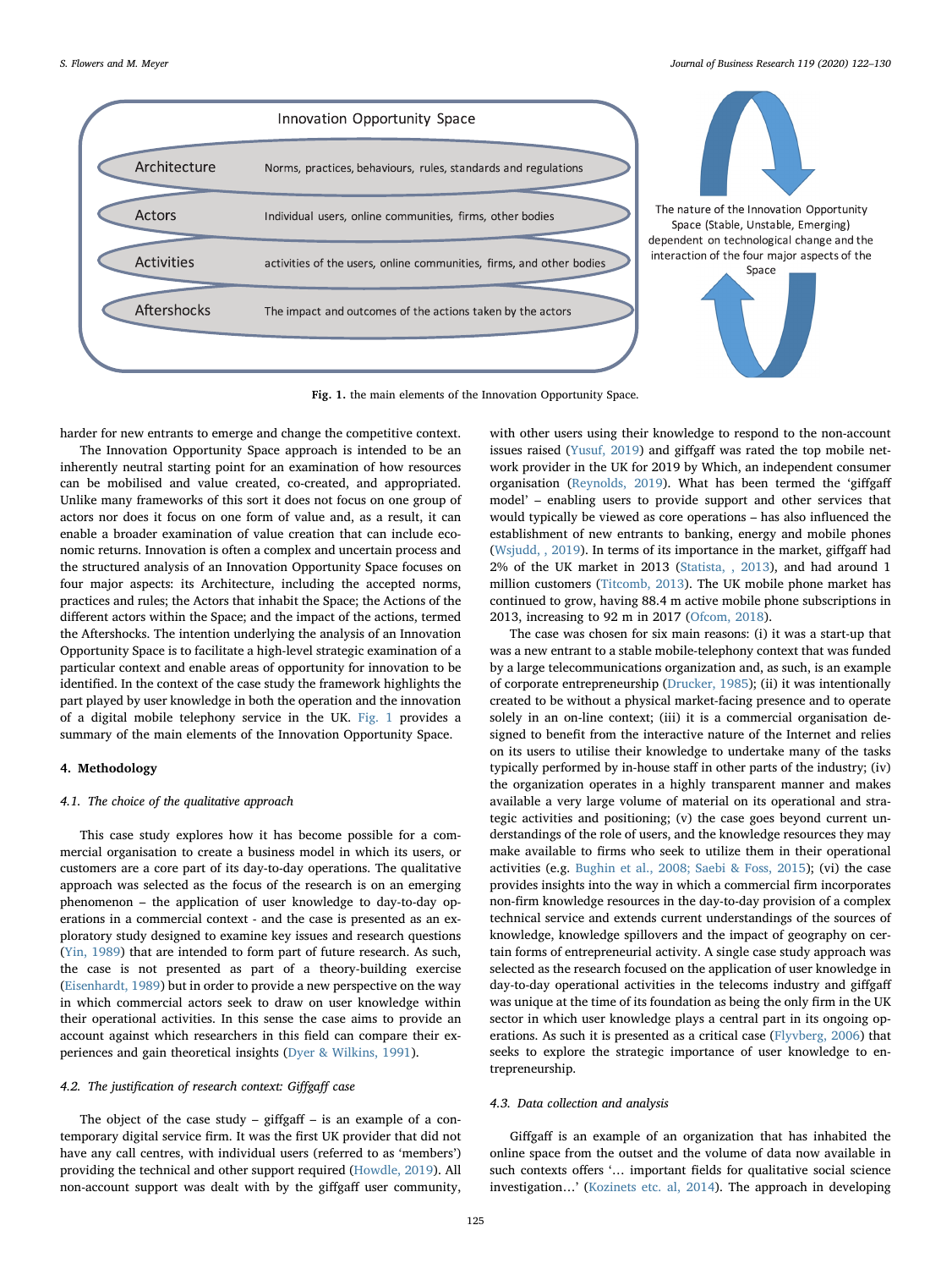Innovation Opportunity Space

| | |
|---|---|
| Architecture | Norms, practices, behaviours, rules, standards and regulations |
| Actors | Individual users, online communities, firms, other bodies |
| Activities | activities of the users, online communities, firms, and other bodies |
| Aftershocks | The impact and outcomes of the actions taken by the actors |

The nature of the Innovation Opportunity Space (Stable, Unstable, Emerging) dependent on technological change and the interaction of the four major aspects of the Space

**Fig. 1.** the main elements of the Innovation Opportunity Space.

harder for new entrants to emerge and change the competitive context.

The Innovation Opportunity Space approach is intended to be an inherently neutral starting point for an examination of how resources can be mobilised and value created, co-created, and appropriated. Unlike many frameworks of this sort it does not focus on one group of actors nor does it focus on one form of value and, as a result, it can enable a broader examination of value creation that can include economic returns. Innovation is often a complex and uncertain process and the structured analysis of an Innovation Opportunity Space focuses on four major aspects: its Architecture, including the accepted norms, practices and rules; the Actors that inhabit the Space; the Actions of the different actors within the Space; and the impact of the actions, termed the Aftershocks. The intention underlying the analysis of an Innovation Opportunity Space is to facilitate a high-level strategic examination of a particular context and enable areas of opportunity for innovation to be identified. In the context of the case study the framework highlights the part played by user knowledge in both the operation and the innovation of a digital mobile telephony service in the UK. Fig. 1 provides a summary of the main elements of the Innovation Opportunity Space.

## 4. Methodology

### 4.1. The choice of the qualitative approach

This case study explores how it has become possible for a commercial organisation to create a business model in which its users, or customers are a core part of its day-to-day operations. The qualitative approach was selected as the focus of the research is on an emerging phenomenon – the application of user knowledge to day-to-day operations in a commercial context - and the case is presented as an exploratory study designed to examine key issues and research questions (Yin, 1989) that are intended to form part of future research. As such, the case is not presented as part of a theory-building exercise (Eisenhardt, 1989) but in order to provide a new perspective on the way in which commercial actors seek to draw on user knowledge within their operational activities. In this sense the case aims to provide an account against which researchers in this field can compare their experiences and gain theoretical insights (Dyer & Wilkins, 1991).

### 4.2. The justification of research context: Giffgaff case

The object of the case study – giffgaff – is an example of a contemporary digital service firm. It was the first UK provider that did not have any call centres, with individual users (referred to as 'members') providing the technical and other support required (Howdle, 2019). All non-account support was dealt with by the giffgaff user community, with other users using their knowledge to respond to the non-account issues raised (Yusuf, 2019) and giffgaff was rated the top mobile network provider in the UK for 2019 by Which, an independent consumer organisation (Reynolds, 2019). What has been termed the 'giffgaff model' – enabling users to provide support and other services that would typically be viewed as core operations – has also influenced the establishment of new entrants to banking, energy and mobile phones (Wsjudd, , 2019). In terms of its importance in the market, giffgaff had 2% of the UK market in 2013 (Statista, , 2013), and had around 1 million customers (Titcomb, 2013). The UK mobile phone market has continued to grow, having 88.4 m active mobile phone subscriptions in 2013, increasing to 92 m in 2017 (Ofcom, 2018).

The case was chosen for six main reasons: (i) it was a start-up that was a new entrant to a stable mobile-telephony context that was funded by a large telecommunications organization and, as such, is an example of corporate entrepreneurship (Drucker, 1985); (ii) it was intentionally created to be without a physical market-facing presence and to operate solely in an on-line context; (iii) it is a commercial organisation designed to benefit from the interactive nature of the Internet and relies on its users to utilise their knowledge to undertake many of the tasks typically performed by in-house staff in other parts of the industry; (iv) the organization operates in a highly transparent manner and makes available a very large volume of material on its operational and strategic activities and positioning; (v) the case goes beyond current understandings of the role of users, and the knowledge resources they may make available to firms who seek to utilize them in their operational activities (e.g. Bughin et al., 2008; Saebi & Foss, 2015); (vi) the case provides insights into the way in which a commercial firm incorporates non-firm knowledge resources in the day-to-day provision of a complex technical service and extends current understandings of the sources of knowledge, knowledge spillovers and the impact of geography on certain forms of entrepreneurial activity. A single case study approach was selected as the research focused on the application of user knowledge in day-to-day operational activities in the telecoms industry and giffgaff was unique at the time of its foundation as being the only firm in the UK sector in which user knowledge plays a central part in its ongoing operations. As such it is presented as a critical case (Flyvberg, 2006) that seeks to explore the strategic importance of user knowledge to entrepreneurship.

### 4.3. Data collection and analysis

Giffgaff is an example of an organization that has inhabited the online space from the outset and the volume of data now available in such contexts offers '… important fields for qualitative social science investigation…' (Kozinets etc. al, 2014). The approach in developing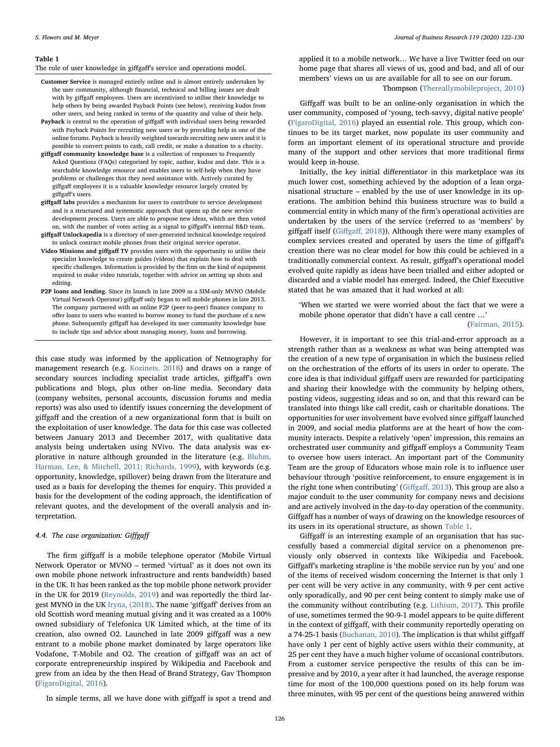**Table 1**
The role of user knowledge in giffgaff's service and operations model.

**Customer Service** is managed entirely online and is almost entirely undertaken by the user community, although financial, technical and billing issues are dealt with by giffgaff employees. Users are incentivised to utilise their knowledge to help others by being awarded Payback Points (see below), receiving kudos from other users, and being ranked in terms of the quantity and value of their help.

**Payback** is central to the operation of giffgaff with individual users being rewarded with Payback Points for recruiting new users or by providing help in one of the online forums. Payback is heavily weighted towards recruiting new users and it is possible to convert points to cash, call credit, or make a donation to a charity.

**giffgaff community knowledge base** is a collection of responses to Frequently Asked Questions (FAQs) categorised by topic, author, kudos and date. This is a searchable knowledge resource and enables users to self-help when they have problems or challenges that they need assistance with. Actively curated by giffgaff employees it is a valuable knowledge resource largely created by giffgaff's users.

**giffgaff labs** provides a mechanism for users to contribute to service development and is a structured and systematic approach that opens up the new service development process. Users are able to propose new ideas, which are then voted on, with the number of votes acting as a signal to giffgaff's internal R&D team.

**giffgaff Unlockapedia** is a directory of user-generated technical knowledge required to unlock contract mobile phones from their original service operator.

**Video Missions and giffgaff TV** provides users with the opportunity to utilise their specialist knowledge to create guides (videos) that explain how to deal with specific challenges. Information is provided by the firm on the kind of equipment required to make video tutorials, together with advice on setting up shots and editing.

**P2P loans and lending.** Since its launch in late 2009 as a SIM-only MVNO (Mobile Virtual Network Operator) giffgaff only began to sell mobile phones in late 2013. The company partnered with an online P2P (peer-to-peer) finance company to offer loans to users who wanted to borrow money to fund the purchase of a new phone. Subsequently giffgaff has developed its user community knowledge base to include tips and advice about managing money, loans and borrowing.

this case study was informed by the application of Netnography for management research (e.g. Kozinets, 2018) and draws on a range of secondary sources including specialist trade articles, giffgaff's own publications and blogs, plus other on-line media. Secondary data (company websites, personal accounts, discussion forums and media reports) was also used to identify issues concerning the development of giffgaff and the creation of a new organizational form that is built on the exploitation of user knowledge. The data for this case was collected between January 2013 and December 2017, with qualitative data analysis being undertaken using NVivo. The data analysis was explorative in nature although grounded in the literature (e.g. Bluhm, Harman, Lee, & Mitchell, 2011; Richards, 1999), with keywords (e.g. opportunity, knowledge, spillover) being drawn from the literature and used as a basis for developing the themes for enquiry. This provided a basis for the development of the coding approach, the identification of relevant quotes, and the development of the overall analysis and interpretation.

### 4.4. The case organization: Giffgaff

The firm giffgaff is a mobile telephone operator (Mobile Virtual Network Operator or MVNO – termed 'virtual' as it does not own its own mobile phone network infrastructure and rents bandwidth) based in the UK. It has been ranked as the top mobile phone network provider in the UK for 2019 (Reynolds, 2019) and was reportedly the third largest MVNO in the UK Iryna, (2018). The name 'giffgaff' derives from an old Scottish word meaning mutual giving and it was created as a 100% owned subsidiary of Telefonica UK Limited which, at the time of its creation, also owned O2. Launched in late 2009 giffgaff was a new entrant to a mobile phone market dominated by large operators like Vodafone, T-Mobile and O2. The creation of giffgaff was an act of corporate entrepreneurship inspired by Wikipedia and Facebook and grew from an idea by the then Head of Brand Strategy, Gav Thompson (FigaroDigital, 2016).

> In simple terms, all we have done with giffgaff is spot a trend and applied it to a mobile network… We have a live Twitter feed on our home page that shares all views of us, good and bad, and all of our members' views on us are available for all to see on our forum.
>
> Thompson (Thereallymobileproject, 2010)

Giffgaff was built to be an online-only organisation in which the user community, composed of 'young, tech-savvy, digital native people' (FigaroDigital, 2016) played an essential role. This group, which continues to be its target market, now populate its user community and form an important element of its operational structure and provide many of the support and other services that more traditional firms would keep in-house.

Initially, the key initial differentiator in this marketplace was its much lower cost, something achieved by the adoption of a lean organisational structure – enabled by the use of user knowledge in its operations. The ambition behind this business structure was to build a commercial entity in which many of the firm's operational activities are undertaken by the users of the service (referred to as 'members' by giffgaff itself (Giffgaff, 2018)). Although there were many examples of complex services created and operated by users the time of giffgaff's creation there was no clear model for how this could be achieved in a traditionally commercial context. As result, giffgaff's operational model evolved quite rapidly as ideas have been trialled and either adopted or discarded and a viable model has emerged. Indeed, the Chief Executive stated that he was amazed that it had worked at all:

> 'When we started we were worried about the fact that we were a mobile phone operator that didn't have a call centre …'
>
> (Fairman, 2015).

However, it is important to see this trial-and-error approach as a strength rather than as a weakness as what was being attempted was the creation of a new type of organisation in which the business relied on the orchestration of the efforts of its users in order to operate. The core idea is that individual giffgaff users are rewarded for participating and sharing their knowledge with the community by helping others, posting videos, suggesting ideas and so on, and that this reward can be translated into things like call credit, cash or charitable donations. The opportunities for user involvement have evolved since giffgaff launched in 2009, and social media platforms are at the heart of how the community interacts. Despite a relatively 'open' impression, this remains an orchestrated user community and giffgaff employs a Community Team to oversee how users interact. An important part of the Community Team are the group of Educators whose main role is to influence user behaviour through 'positive reinforcement, to ensure engagement is in the right tone when contributing' (Giffgaff, 2013). This group are also a major conduit to the user community for company news and decisions and are actively involved in the day-to-day operation of the community. Giffgaff has a number of ways of drawing on the knowledge resources of its users in its operational structure, as shown Table 1.

Giffgaff is an interesting example of an organisation that has successfully based a commercial digital service on a phenomenon previously only observed in contexts like Wikipedia and Facebook. Giffgaff's marketing strapline is 'the mobile service run by you' and one of the items of received wisdom concerning the Internet is that only 1 per cent will be very active in any community, with 9 per cent active only sporadically, and 90 per cent being content to simply make use of the community without contributing (e.g. Lithium, 2017). This profile of use, sometimes termed the 90-9-1 model appears to be quite different in the context of giffgaff, with their community reportedly operating on a 74-25-1 basis (Buchanan, 2010). The implication is that whilst giffgaff have only 1 per cent of highly active users within their community, at 25 per cent they have a much higher volume of occasional contributors. From a customer service perspective the results of this can be impressive and by 2010, a year after it had launched, the average response time for most of the 100,000 questions posed on its help forum was three minutes, with 95 per cent of the questions being answered within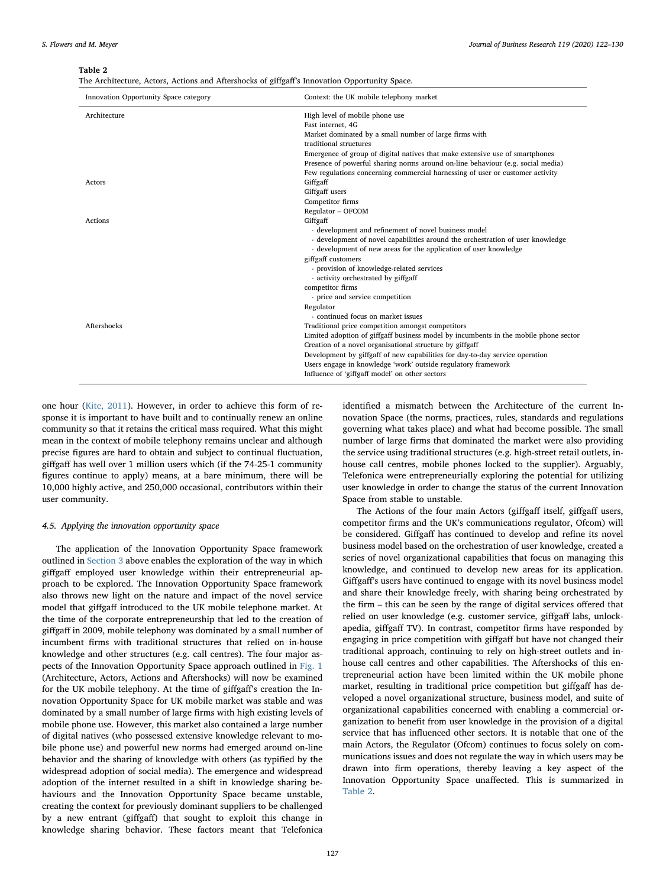**Table 2**
The Architecture, Actors, Actions and Aftershocks of giffgaff's Innovation Opportunity Space.

| Innovation Opportunity Space category | Context: the UK mobile telephony market |
|---|---|
| Architecture | High level of mobile phone use<br>Fast internet, 4G<br>Market dominated by a small number of large firms with traditional structures<br>Emergence of group of digital natives that make extensive use of smartphones<br>Presence of powerful sharing norms around on-line behaviour (e.g. social media)<br>Few regulations concerning commercial harnessing of user or customer activity |
| Actors | Giffgaff<br>Giffgaff users<br>Competitor firms<br>Regulator – OFCOM |
| Actions | Giffgaff<br>- development and refinement of novel business model<br>- development of novel capabilities around the orchestration of user knowledge<br>- development of new areas for the application of user knowledge<br>giffgaff customers<br>- provision of knowledge-related services<br>- activity orchestrated by giffgaff<br>competitor firms<br>- price and service competition<br>Regulator<br>- continued focus on market issues |
| Aftershocks | Traditional price competition amongst competitors<br>Limited adoption of giffgaff business model by incumbents in the mobile phone sector<br>Creation of a novel organisational structure by giffgaff<br>Development by giffgaff of new capabilities for day-to-day service operation<br>Users engage in knowledge 'work' outside regulatory framework<br>Influence of 'giffgaff model' on other sectors |

one hour (Kite, 2011). However, in order to achieve this form of response it is important to have built and to continually renew an online community so that it retains the critical mass required. What this might mean in the context of mobile telephony remains unclear and although precise figures are hard to obtain and subject to continual fluctuation, giffgaff has well over 1 million users which (if the 74-25-1 community figures continue to apply) means, at a bare minimum, there will be 10,000 highly active, and 250,000 occasional, contributors within their user community.

### 4.5. Applying the innovation opportunity space

The application of the Innovation Opportunity Space framework outlined in Section 3 above enables the exploration of the way in which giffgaff employed user knowledge within their entrepreneurial approach to be explored. The Innovation Opportunity Space framework also throws new light on the nature and impact of the novel service model that giffgaff introduced to the UK mobile telephone market. At the time of the corporate entrepreneurship that led to the creation of giffgaff in 2009, mobile telephony was dominated by a small number of incumbent firms with traditional structures that relied on in-house knowledge and other structures (e.g. call centres). The four major aspects of the Innovation Opportunity Space approach outlined in Fig. 1 (Architecture, Actors, Actions and Aftershocks) will now be examined for the UK mobile telephony. At the time of giffgaff's creation the Innovation Opportunity Space for UK mobile market was stable and was dominated by a small number of large firms with high existing levels of mobile phone use. However, this market also contained a large number of digital natives (who possessed extensive knowledge relevant to mobile phone use) and powerful new norms had emerged around on-line behavior and the sharing of knowledge with others (as typified by the widespread adoption of social media). The emergence and widespread adoption of the internet resulted in a shift in knowledge sharing behaviours and the Innovation Opportunity Space became unstable, creating the context for previously dominant suppliers to be challenged by a new entrant (giffgaff) that sought to exploit this change in knowledge sharing behavior. These factors meant that Telefonica identified a mismatch between the Architecture of the current Innovation Space (the norms, practices, rules, standards and regulations governing what takes place) and what had become possible. The small number of large firms that dominated the market were also providing the service using traditional structures (e.g. high-street retail outlets, in-house call centres, mobile phones locked to the supplier). Arguably, Telefonica were entrepreneurially exploring the potential for utilizing user knowledge in order to change the status of the current Innovation Space from stable to unstable.

The Actions of the four main Actors (giffgaff itself, giffgaff users, competitor firms and the UK's communications regulator, Ofcom) will be considered. Giffgaff has continued to develop and refine its novel business model based on the orchestration of user knowledge, created a series of novel organizational capabilities that focus on managing this knowledge, and continued to develop new areas for its application. Giffgaff's users have continued to engage with its novel business model and share their knowledge freely, with sharing being orchestrated by the firm – this can be seen by the range of digital services offered that relied on user knowledge (e.g. customer service, giffgaff labs, unlock-apedia, giffgaff TV). In contrast, competitor firms have responded by engaging in price competition with giffgaff but have not changed their traditional approach, continuing to rely on high-street outlets and in-house call centres and other capabilities. The Aftershocks of this entrepreneurial action have been limited within the UK mobile phone market, resulting in traditional price competition but giffgaff has developed a novel organizational structure, business model, and suite of organizational capabilities concerned with enabling a commercial organization to benefit from user knowledge in the provision of a digital service that has influenced other sectors. It is notable that one of the main Actors, the Regulator (Ofcom) continues to focus solely on communications issues and does not regulate the way in which users may be drawn into firm operations, thereby leaving a key aspect of the Innovation Opportunity Space unaffected. This is summarized in Table 2.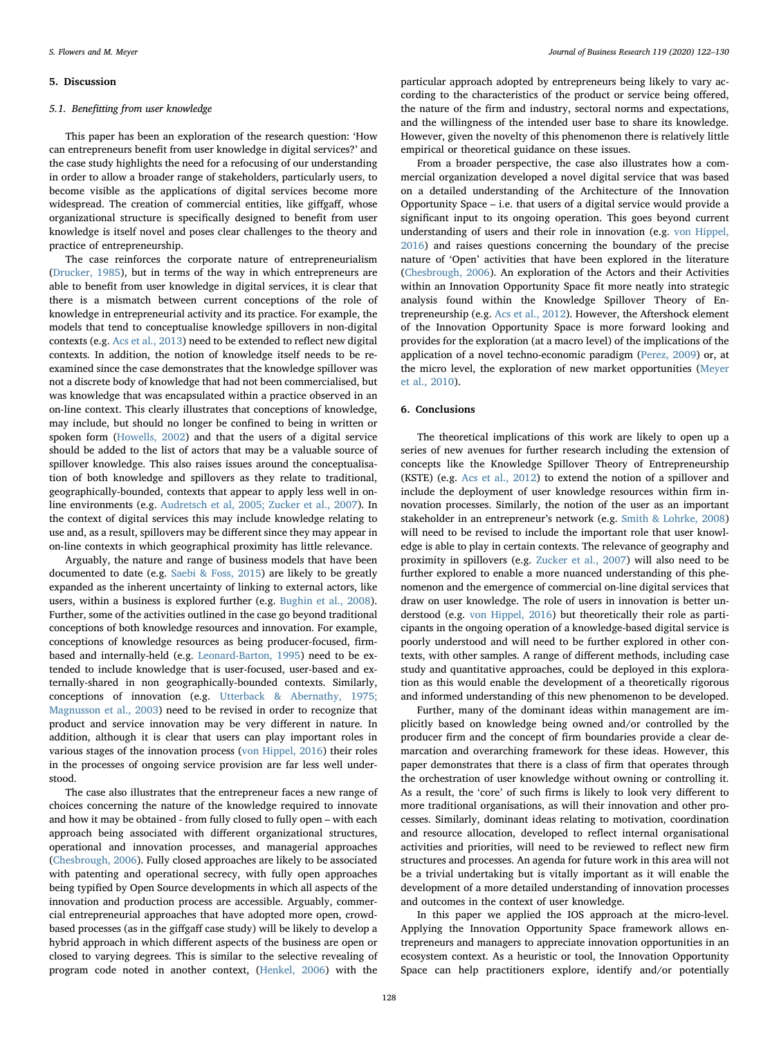## 5. Discussion

### 5.1. Benefitting from user knowledge

This paper has been an exploration of the research question: 'How can entrepreneurs benefit from user knowledge in digital services?' and the case study highlights the need for a refocusing of our understanding in order to allow a broader range of stakeholders, particularly users, to become visible as the applications of digital services become more widespread. The creation of commercial entities, like giffgaff, whose organizational structure is specifically designed to benefit from user knowledge is itself novel and poses clear challenges to the theory and practice of entrepreneurship.

The case reinforces the corporate nature of entrepreneurialism (Drucker, 1985), but in terms of the way in which entrepreneurs are able to benefit from user knowledge in digital services, it is clear that there is a mismatch between current conceptions of the role of knowledge in entrepreneurial activity and its practice. For example, the models that tend to conceptualise knowledge spillovers in non-digital contexts (e.g. Acs et al., 2013) need to be extended to reflect new digital contexts. In addition, the notion of knowledge itself needs to be re-examined since the case demonstrates that the knowledge spillover was not a discrete body of knowledge that had not been commercialised, but was knowledge that was encapsulated within a practice observed in an on-line context. This clearly illustrates that conceptions of knowledge, may include, but should no longer be confined to being in written or spoken form (Howells, 2002) and that the users of a digital service should be added to the list of actors that may be a valuable source of spillover knowledge. This also raises issues around the conceptualisation of both knowledge and spillovers as they relate to traditional, geographically-bounded, contexts that appear to apply less well in on-line environments (e.g. Audretsch et al, 2005; Zucker et al., 2007). In the context of digital services this may include knowledge relating to use and, as a result, spillovers may be different since they may appear in on-line contexts in which geographical proximity has little relevance.

Arguably, the nature and range of business models that have been documented to date (e.g. Saebi & Foss, 2015) are likely to be greatly expanded as the inherent uncertainty of linking to external actors, like users, within a business is explored further (e.g. Bughin et al., 2008). Further, some of the activities outlined in the case go beyond traditional conceptions of both knowledge resources and innovation. For example, conceptions of knowledge resources as being producer-focused, firm-based and internally-held (e.g. Leonard-Barton, 1995) need to be extended to include knowledge that is user-focused, user-based and externally-shared in non geographically-bounded contexts. Similarly, conceptions of innovation (e.g. Utterback & Abernathy, 1975; Magnusson et al., 2003) need to be revised in order to recognize that product and service innovation may be very different in nature. In addition, although it is clear that users can play important roles in various stages of the innovation process (von Hippel, 2016) their roles in the processes of ongoing service provision are far less well understood.

The case also illustrates that the entrepreneur faces a new range of choices concerning the nature of the knowledge required to innovate and how it may be obtained - from fully closed to fully open – with each approach being associated with different organizational structures, operational and innovation processes, and managerial approaches (Chesbrough, 2006). Fully closed approaches are likely to be associated with patenting and operational secrecy, with fully open approaches being typified by Open Source developments in which all aspects of the innovation and production process are accessible. Arguably, commercial entrepreneurial approaches that have adopted more open, crowd-based processes (as in the giffgaff case study) will be likely to develop a hybrid approach in which different aspects of the business are open or closed to varying degrees. This is similar to the selective revealing of program code noted in another context, (Henkel, 2006) with the particular approach adopted by entrepreneurs being likely to vary according to the characteristics of the product or service being offered, the nature of the firm and industry, sectoral norms and expectations, and the willingness of the intended user base to share its knowledge. However, given the novelty of this phenomenon there is relatively little empirical or theoretical guidance on these issues.

From a broader perspective, the case also illustrates how a commercial organization developed a novel digital service that was based on a detailed understanding of the Architecture of the Innovation Opportunity Space – i.e. that users of a digital service would provide a significant input to its ongoing operation. This goes beyond current understanding of users and their role in innovation (e.g. von Hippel, 2016) and raises questions concerning the boundary of the precise nature of 'Open' activities that have been explored in the literature (Chesbrough, 2006). An exploration of the Actors and their Activities within an Innovation Opportunity Space fit more neatly into strategic analysis found within the Knowledge Spillover Theory of Entrepreneurship (e.g. Acs et al., 2012). However, the Aftershock element of the Innovation Opportunity Space is more forward looking and provides for the exploration (at a macro level) of the implications of the application of a novel techno-economic paradigm (Perez, 2009) or, at the micro level, the exploration of new market opportunities (Meyer et al., 2010).

## 6. Conclusions

The theoretical implications of this work are likely to open up a series of new avenues for further research including the extension of concepts like the Knowledge Spillover Theory of Entrepreneurship (KSTE) (e.g. Acs et al., 2012) to extend the notion of a spillover and include the deployment of user knowledge resources within firm innovation processes. Similarly, the notion of the user as an important stakeholder in an entrepreneur's network (e.g. Smith & Lohrke, 2008) will need to be revised to include the important role that user knowledge is able to play in certain contexts. The relevance of geography and proximity in spillovers (e.g. Zucker et al., 2007) will also need to be further explored to enable a more nuanced understanding of this phenomenon and the emergence of commercial on-line digital services that draw on user knowledge. The role of users in innovation is better understood (e.g. von Hippel, 2016) but theoretically their role as participants in the ongoing operation of a knowledge-based digital service is poorly understood and will need to be further explored in other contexts, with other samples. A range of different methods, including case study and quantitative approaches, could be deployed in this exploration as this would enable the development of a theoretically rigorous and informed understanding of this new phenomenon to be developed.

Further, many of the dominant ideas within management are implicitly based on knowledge being owned and/or controlled by the producer firm and the concept of firm boundaries provide a clear demarcation and overarching framework for these ideas. However, this paper demonstrates that there is a class of firm that operates through the orchestration of user knowledge without owning or controlling it. As a result, the 'core' of such firms is likely to look very different to more traditional organisations, as will their innovation and other processes. Similarly, dominant ideas relating to motivation, coordination and resource allocation, developed to reflect internal organisational activities and priorities, will need to be reviewed to reflect new firm structures and processes. An agenda for future work in this area will not be a trivial undertaking but is vitally important as it will enable the development of a more detailed understanding of innovation processes and outcomes in the context of user knowledge.

In this paper we applied the IOS approach at the micro-level. Applying the Innovation Opportunity Space framework allows entrepreneurs and managers to appreciate innovation opportunities in an ecosystem context. As a heuristic or tool, the Innovation Opportunity Space can help practitioners explore, identify and/or potentially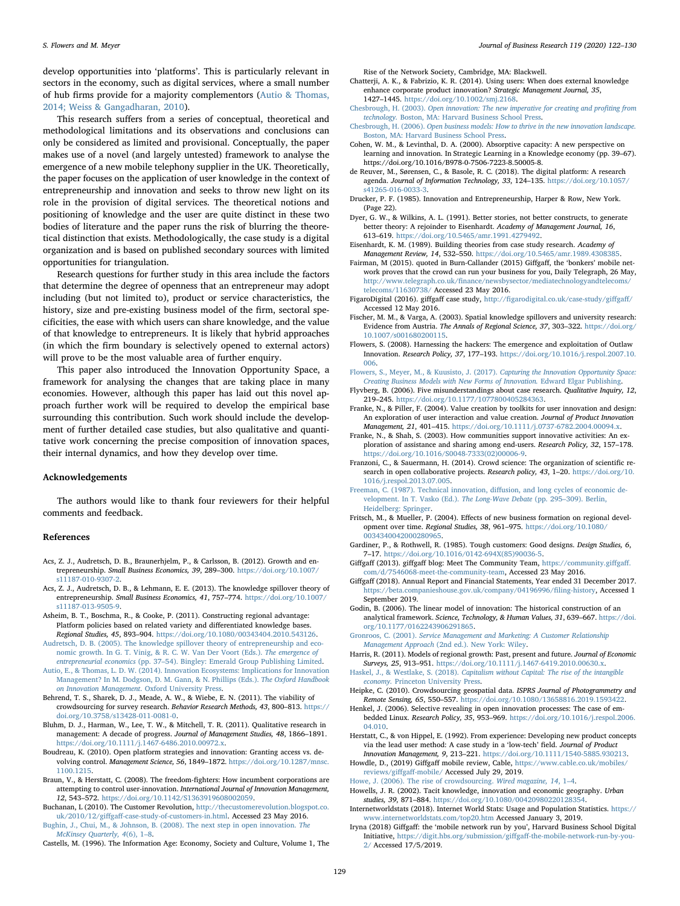develop opportunities into 'platforms'. This is particularly relevant in sectors in the economy, such as digital services, where a small number of hub firms provide for a majority complementors (Autio & Thomas, 2014; Weiss & Gangadharan, 2010).

This research suffers from a series of conceptual, theoretical and methodological limitations and its observations and conclusions can only be considered as limited and provisional. Conceptually, the paper makes use of a novel (and largely untested) framework to analyse the emergence of a new mobile telephony supplier in the UK. Theoretically, the paper focuses on the application of user knowledge in the context of entrepreneurship and innovation and seeks to throw new light on its role in the provision of digital services. The theoretical notions and positioning of knowledge and the user are quite distinct in these two bodies of literature and the paper runs the risk of blurring the theoretical distinction that exists. Methodologically, the case study is a digital organization and is based on published secondary sources with limited opportunities for triangulation.

Research questions for further study in this area include the factors that determine the degree of openness that an entrepreneur may adopt including (but not limited to), product or service characteristics, the history, size and pre-existing business model of the firm, sectoral specificities, the ease with which users can share knowledge, and the value of that knowledge to entrepreneurs. It is likely that hybrid approaches (in which the firm boundary is selectively opened to external actors) will prove to be the most valuable area of further enquiry.

This paper also introduced the Innovation Opportunity Space, a framework for analysing the changes that are taking place in many economies. However, although this paper has laid out this novel approach further work will be required to develop the empirical base surrounding this contribution. Such work should include the development of further detailed case studies, but also qualitative and quantitative work concerning the precise composition of innovation spaces, their internal dynamics, and how they develop over time.

## Acknowledgements

The authors would like to thank four reviewers for their helpful comments and feedback.

## References

Acs, Z. J., Audretsch, D. B., Braunerhjelm, P., & Carlsson, B. (2012). Growth and entrepreneurship. *Small Business Economics, 39*, 289–300. https://doi.org/10.1007/s11187-010-9307-2.

Acs, Z. J., Audretsch, D. B., & Lehmann, E. E. (2013). The knowledge spillover theory of entrepreneurship. *Small Business Economics, 41*, 757–774. https://doi.org/10.1007/s11187-013-9505-9.

Asheim, B. T., Boschma, R., & Cooke, P. (2011). Constructing regional advantage: Platform policies based on related variety and differentiated knowledge bases. *Regional Studies, 45*, 893–904. https://doi.org/10.1080/00343404.2010.543126.

Audretsch, D. B. (2005). The knowledge spillover theory of entrepreneurship and economic growth. In G. T. Vinig, & R. C. W. Van Der Voort (Eds.). *The emergence of entrepreneurial economics* (pp. 37–54). Bingley: Emerald Group Publishing Limited.

Autio, E., & Thomas, L. D. W. (2014). Innovation Ecosystems: Implications for Innovation Management? In M. Dodgson, D. M. Gann, & N. Phillips (Eds.). *The Oxford Handbook on Innovation Management*. Oxford University Press.

Behrend, T. S., Sharek, D. J., Meade, A. W., & Wiebe, E. N. (2011). The viability of crowdsourcing for survey research. *Behavior Research Methods, 43*, 800–813. https://doi.org/10.3758/s13428-011-0081-0.

Bluhm, D. J., Harman, W., Lee, T. W., & Mitchell, T. R. (2011). Qualitative research in management: A decade of progress. *Journal of Management Studies, 48*, 1866–1891. https://doi.org/10.1111/j.1467-6486.2010.00972.x.

Boudreau, K. (2010). Open platform strategies and innovation: Granting access vs. devolving control. *Management Science, 56*, 1849–1872. https://doi.org/10.1287/mnsc.1100.1215.

Braun, V., & Herstatt, C. (2008). The freedom-fighters: How incumbent corporations are attempting to control user-innovation. *International Journal of Innovation Management, 12*, 543–572. https://doi.org/10.1142/S1363919608002059.

Buchanan, L (2010). The Customer Revolution, http://thecustomerevolution.blogspot.co.uk/2010/12/giffgaff-case-study-of-customers-in.html. Accessed 23 May 2016.

Bughin, J., Chui, M., & Johnson, B. (2008). The next step in open innovation. *The McKinsey Quarterly, 4*(6), 1–8.

Castells, M. (1996). The Information Age: Economy, Society and Culture, Volume 1, The Rise of the Network Society, Cambridge, MA: Blackwell.

Chatterji, A. K., & Fabrizio, K. R. (2014). Using users: When does external knowledge enhance corporate product innovation? *Strategic Management Journal, 35*, 1427–1445. https://doi.org/10.1002/smj.2168.

Chesbrough, H. (2003). *Open innovation: The new imperative for creating and profiting from technology*. Boston, MA: Harvard Business School Press.

Chesbrough, H. (2006). *Open business models: How to thrive in the new innovation landscape*. Boston, MA: Harvard Business School Press.

Cohen, W. M., & Levinthal, D. A. (2000). Absorptive capacity: A new perspective on learning and innovation. In Strategic Learning in a Knowledge economy (pp. 39–67). https://doi.org/10.1016/B978-0-7506-7223-8.50005-8.

de Reuver, M., Sørensen, C., & Basole, R. C. (2018). The digital platform: A research agenda. *Journal of Information Technology, 33*, 124–135. https://doi.org/10.1057/s41265-016-0033-3.

Drucker, P. F. (1985). Innovation and Entrepreneurship, Harper & Row, New York. (Page 22).

Dyer, G. W., & Wilkins, A. L. (1991). Better stories, not better constructs, to generate better theory: A rejoinder to Eisenhardt. *Academy of Management Journal, 16*, 613–619. https://doi.org/10.5465/amr.1991.4279492.

Eisenhardt, K. M. (1989). Building theories from case study research. *Academy of Management Review, 14*, 532–550. https://doi.org/10.5465/amr.1989.4308385.

Fairman, M (2015). quoted in Burn-Callander (2015) Giffgaff, the 'bonkers' mobile network proves that the crowd can run your business for you, Daily Telegraph, 26 May, http://www.telegraph.co.uk/finance/newsbysector/mediatechnologyandtelecoms/telecoms/11630738/ Accessed 23 May 2016.

FigaroDigital (2016). giffgaff case study, http://figarodigital.co.uk/case-study/giffgaff/ Accessed 12 May 2016.

Fischer, M. M., & Varga, A. (2003). Spatial knowledge spillovers and university research: Evidence from Austria. *The Annals of Regional Science, 37*, 303–322. https://doi.org/10.1007/s001680200115.

Flowers, S. (2008). Harnessing the hackers: The emergence and exploitation of Outlaw Innovation. *Research Policy, 37*, 177–193. https://doi.org/10.1016/j.respol.2007.10.006.

Flowers, S., Meyer, M., & Kuusisto, J. (2017). *Capturing the Innovation Opportunity Space: Creating Business Models with New Forms of Innovation*. Edward Elgar Publishing.

Flyvberg, B. (2006). Five misunderstandings about case-study research. *Qualitative Inquiry, 12*, 219–245. https://doi.org/10.1177/1077800405284363.

Franke, N., & Piller, F. (2004). Value creation by toolkits for user innovation and design: An exploration of user interaction and value creation. *Journal of Product Innovation Management, 21*, 401–415. https://doi.org/10.1111/j.0737-6782.2004.00094.x.

Franke, N., & Shah, S. (2003). How communities support innovative activities: An exploration of assistance and sharing among end-users. *Research Policy, 32*, 157–178. https://doi.org/10.1016/S0048-7333(02)00006-9.

Franzoni, C., & Sauermann, H. (2014). Crowd science: The organization of scientific research in open collaborative projects. *Research policy, 43*, 1–20. https://doi.org/10.1016/j.respol.2013.07.005.

Freeman, C. (1987). Technical innovation, diffusion, and long cycles of economic development. In T. Vasko (Ed.). *The Long-Wave Debate* (pp. 295–309). Berlin, Heidelberg: Springer.

Fritsch, M., & Mueller, P. (2004). Effects of new business formation on regional development over time. *Regional Studies, 38*, 961–975. https://doi.org/10.1080/0034340042000280965.

Gardiner, P., & Rothwell, R. (1985). Tough customers: Good designs. *Design Studies, 6*, 7–17. https://doi.org/10.1016/0142-694X(85)90036-5.

Giffgaff (2013). giffgaff blog: Meet The Community Team, https://community.giffgaff.com/d/7546068-meet-the-community-team, Accessed 23 May 2016.

Giffgaff (2018). Annual Report and Financial Statements, Year ended 31 December 2017. https://beta.companieshouse.gov.uk/company/04196996/filing-history, Accessed 1 September 2019.

Godin, B. (2006). The linear model of innovation: The historical construction of an analytical framework. *Science, Technology, & Human Values, 31*, 639–667. https://doi.org/10.1177/0162243906291865.

Gronroos, C. (2001). *Service Management and Marketing: A Customer Relationship Management Approach* (2nd ed.). New York: Wiley.

Harris, R. (2011). Models of regional growth: Past, present and future. *Journal of Economic Surveys, 25*, 913–951. https://doi.org/10.1111/j.1467-6419.2010.00630.x.

Haskel, J., & Westlake, S. (2018). *Capitalism without Capital: The rise of the intangible economy*. Princeton University Press.

Heipke, C. (2010). Crowdsourcing geospatial data. *ISPRS Journal of Photogrammetry and Remote Sensing, 65*, 550–557. https://doi.org/10.1080/13658816.2019.1593422.

Henkel, J. (2006). Selective revealing in open innovation processes: The case of embedded Linux. *Research Policy, 35*, 953–969. https://doi.org/10.1016/j.respol.2006.04.010.

Herstatt, C., & von Hippel, E. (1992). From experience: Developing new product concepts via the lead user method: A case study in a 'low-tech' field. *Journal of Product Innovation Management, 9*, 213–221. https://doi.org/10.1111/1540-5885.930213.

Howdle, D., (2019) Giffgaff mobile review, Cable, https://www.cable.co.uk/mobiles/reviews/giffgaff-mobile/ Accessed July 29, 2019.

Howe, J. (2006). The rise of crowdsourcing. *Wired magazine, 14*, 1–4.

Howells, J. R. (2002). Tacit knowledge, innovation and economic geography. *Urban studies, 39*, 871–884. https://doi.org/10.1080/00420980220128354.

Internetworldstats (2018). Internet World Stats: Usage and Population Statistics. https://www.internetworldstats.com/top20.htm Accessed January 3, 2019.

Iryna (2018) Giffgaff: the 'mobile network run by you', Harvard Business School Digital Initiative, https://digit.hbs.org/submission/giffgaff-the-mobile-network-run-by-you-2/ Accessed 17/5/2019.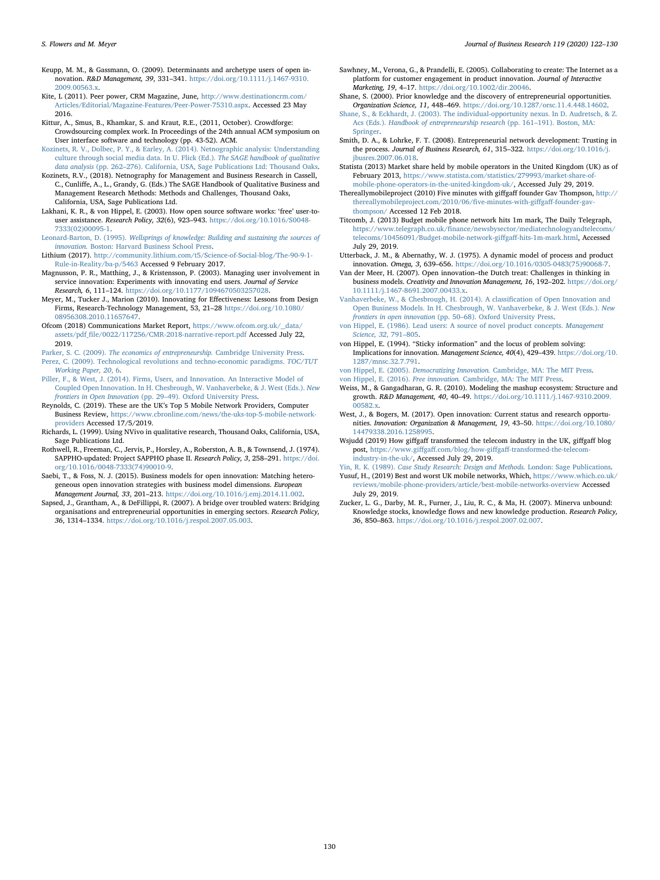Keupp, M. M., & Gassmann, O. (2009). Determinants and archetype users of open innovation. *R&D Management, 39*, 331–341. https://doi.org/10.1111/j.1467-9310.2009.00563.x.

Kite, L (2011). Peer power, CRM Magazine, June, http://www.destinationcrm.com/Articles/Editorial/Magazine-Features/Peer-Power-75310.aspx. Accessed 23 May 2016.

Kittur, A., Smus, B., Khamkar, S. and Kraut, R.E., (2011, October). Crowdforge: Crowdsourcing complex work. In Proceedings of the 24th annual ACM symposium on User interface software and technology (pp. 43-52). ACM.

Kozinets, R. V., Dolbec, P. Y., & Earley, A. (2014). Netnographic analysis: Understanding culture through social media data. In U. Flick (Ed.). *The SAGE handbook of qualitative data analysis* (pp. 262–276). California, USA, Sage Publications Ltd: Thousand Oaks.

Kozinets, R.V., (2018). Netnography for Management and Business Research in Cassell, C., Cunliffe, A., L., Grandy, G. (Eds.) The SAGE Handbook of Qualitative Business and Management Research Methods: Methods and Challenges, Thousand Oaks, California, USA, Sage Publications Ltd.

Lakhani, K. R., & von Hippel, E. (2003). How open source software works: 'free' user-to-user assistance. *Research Policy, 32*(6), 923–943. https://doi.org/10.1016/S0048-7333(02)00095-1.

Leonard-Barton, D. (1995). *Wellsprings of knowledge: Building and sustaining the sources of innovation.* Boston: Harvard Business School Press.

Lithium (2017). http://community.lithium.com/t5/Science-of-Social-blog/The-90-9-1-Rule-in-Reality/ba-p/5463 Accessed 9 February 2017.

Magnusson, P. R., Matthing, J., & Kristensson, P. (2003). Managing user involvement in service innovation: Experiments with innovating end users. *Journal of Service Research, 6*, 111–124. https://doi.org/10.1177/1094670503257028.

Meyer, M., Tucker J., Marion (2010). Innovating for Effectiveness: Lessons from Design Firms, Research-Technology Management, 53, 21–28 https://doi.org/10.1080/08956308.2010.11657647.

Ofcom (2018) Communications Market Report, https://www.ofcom.org.uk/_data/assets/pdf_file/0022/117256/CMR-2018-narrative-report.pdf Accessed July 22, 2019.

Parker, S. C. (2009). *The economics of entrepreneurship.* Cambridge University Press.

Perez, C. (2009). Technological revolutions and techno-economic paradigms. *TOC/TUT Working Paper, 20*, 6.

Piller, F., & West, J. (2014). Firms, Users, and Innovation. An Interactive Model of Coupled Open Innovation. In H. Chesbrough, W. Vanhaverbeke, & J. West (Eds.). *New frontiers in Open Innovation* (pp. 29–49). Oxford University Press.

Reynolds, C. (2019). These are the UK's Top 5 Mobile Network Providers, Computer Business Review, https://www.cbronline.com/news/the-uks-top-5-mobile-network-providers Accessed 17/5/2019.

Richards, L. (1999). Using NVivo in qualitative research, Thousand Oaks, California, USA, Sage Publications Ltd.

Rothwell, R., Freeman, C., Jervis, P., Horsley, A., Roberston, A. B., & Townsend, J. (1974). SAPPHO-updated: Project SAPPHO phase II. *Research Policy, 3*, 258–291. https://doi.org/10.1016/0048-7333(74)90010-9.

Saebi, T., & Foss, N. J. (2015). Business models for open innovation: Matching heterogeneous open innovation strategies with business model dimensions. *European Management Journal, 33*, 201–213. https://doi.org/10.1016/j.emj.2014.11.002.

Sapsed, J., Grantham, A., & DeFillippi, R. (2007). A bridge over troubled waters: Bridging organisations and entrepreneurial opportunities in emerging sectors. *Research Policy, 36*, 1314–1334. https://doi.org/10.1016/j.respol.2007.05.003.

Sawhney, M., Verona, G., & Prandelli, E. (2005). Collaborating to create: The Internet as a platform for customer engagement in product innovation. *Journal of Interactive Marketing, 19*, 4–17. https://doi.org/10.1002/dir.20046.

Shane, S. (2000). Prior knowledge and the discovery of entrepreneurial opportunities. *Organization Science, 11*, 448–469. https://doi.org/10.1287/orsc.11.4.448.14602.

Shane, S., & Eckhardt, J. (2003). The individual-opportunity nexus. In D. Audretsch, & Z. Acs (Eds.). *Handbook of entrepreneurship research* (pp. 161–191). Boston, MA: Springer.

Smith, D. A., & Lohrke, F. T. (2008). Entrepreneurial network development: Trusting in the process. *Journal of Business Research, 61*, 315–322. https://doi.org/10.1016/j.jbusres.2007.06.018.

Statista (2013) Market share held by mobile operators in the United Kingdom (UK) as of February 2013, https://www.statista.com/statistics/279993/market-share-of-mobile-phone-operators-in-the-united-kingdom-uk/, Accessed July 29, 2019.

Thereallymobileproject (2010) Five minutes with giffgaff founder Gav Thompson, http://thereallymobileproject.com/2010/06/five-minutes-with-giffgaff-founder-gav-thompson/ Accessed 12 Feb 2018.

Titcomb, J. (2013) Budget mobile phone network hits 1m mark, The Daily Telegraph, https://www.telegraph.co.uk/finance/newsbysector/mediatechnologyandtelecoms/telecoms/10456091/Budget-mobile-network-giffgaff-hits-1m-mark.html, Accessed July 29, 2019.

Utterback, J. M., & Abernathy, W. J. (1975). A dynamic model of process and product innovation. *Omega, 3*, 639–656. https://doi.org/10.1016/0305-0483(75)90068-7.

Van der Meer, H. (2007). Open innovation–the Dutch treat: Challenges in thinking in business models. *Creativity and Innovation Management, 16*, 192–202. https://doi.org/10.1111/j.1467-8691.2007.00433.x.

Vanhaverbeke, W., & Chesbrough, H. (2014). A classification of Open Innovation and Open Business Models. In H. Chesbrough, W. Vanhaverbeke, & J. West (Eds.). *New frontiers in open innovation* (pp. 50–68). Oxford University Press.

von Hippel, E. (1986). Lead users: A source of novel product concepts. *Management Science, 32*, 791–805.

von Hippel, E. (1994). "Sticky information" and the locus of problem solving: Implications for innovation. *Management Science, 40*(4), 429–439. https://doi.org/10.1287/mnsc.32.7.791.

von Hippel, E. (2005). *Democratizing Innovation.* Cambridge, MA: The MIT Press.

von Hippel, E. (2016). *Free innovation.* Cambridge, MA: The MIT Press.

Weiss, M., & Gangadharan, G. R. (2010). Modeling the mashup ecosystem: Structure and growth. *R&D Management, 40*, 40–49. https://doi.org/10.1111/j.1467-9310.2009.00582.x.

West, J., & Bogers, M. (2017). Open innovation: Current status and research opportunities. *Innovation: Organization & Management, 19*, 43–50. https://doi.org/10.1080/14479338.2016.1258995.

Wsjudd (2019) How giffgaff transformed the telecom industry in the UK, giffgaff blog post, https://www.giffgaff.com/blog/how-giffgaff-transformed-the-telecom-industry-in-the-uk/, Accessed July 29, 2019.

Yin, R. K. (1989). *Case Study Research: Design and Methods.* London: Sage Publications.

Yusuf, H., (2019) Best and worst UK mobile networks, Which, https://www.which.co.uk/reviews/mobile-phone-providers/article/best-mobile-networks-overview Accessed July 29, 2019.

Zucker, L. G., Darby, M. R., Furner, J., Liu, R. C., & Ma, H. (2007). Minerva unbound: Knowledge stocks, knowledge flows and new knowledge production. *Research Policy, 36*, 850–863. https://doi.org/10.1016/j.respol.2007.02.007.